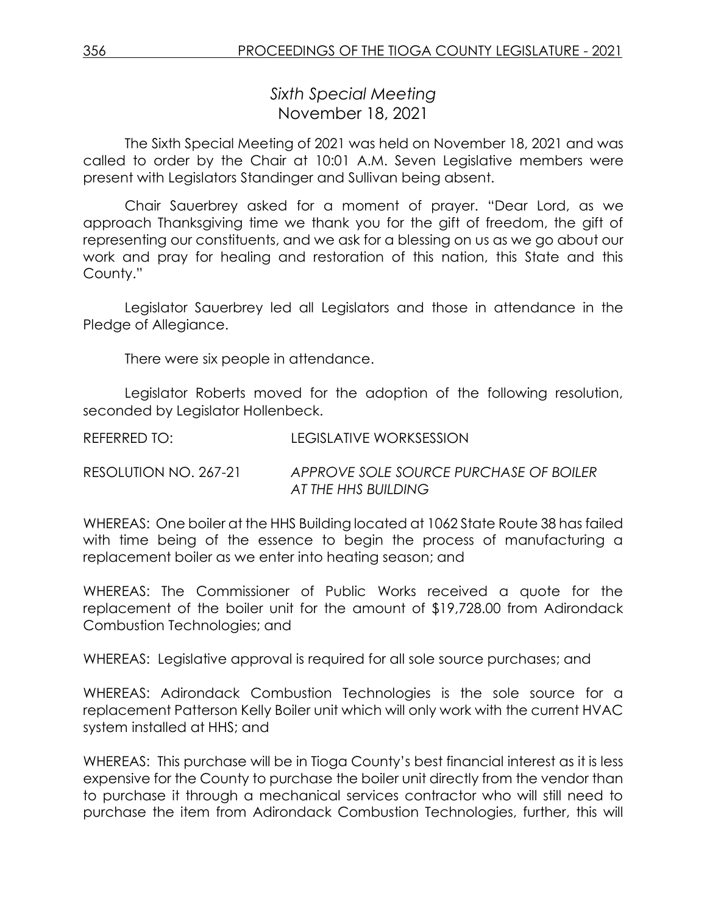## *Sixth Special Meeting*
November 18, 2021

The Sixth Special Meeting of 2021 was held on November 18, 2021 and was called to order by the Chair at 10:01 A.M. Seven Legislative members were present with Legislators Standinger and Sullivan being absent.

Chair Sauerbrey asked for a moment of prayer. "Dear Lord, as we approach Thanksgiving time we thank you for the gift of freedom, the gift of representing our constituents, and we ask for a blessing on us as we go about our work and pray for healing and restoration of this nation, this State and this County."

Legislator Sauerbrey led all Legislators and those in attendance in the Pledge of Allegiance.

There were six people in attendance.

Legislator Roberts moved for the adoption of the following resolution, seconded by Legislator Hollenbeck.

REFERRED TO: LEGISLATIVE WORKSESSION

RESOLUTION NO. 267-21 *APPROVE SOLE SOURCE PURCHASE OF BOILER AT THE HHS BUILDING*

WHEREAS: One boiler at the HHS Building located at 1062 State Route 38 has failed with time being of the essence to begin the process of manufacturing a replacement boiler as we enter into heating season; and

WHEREAS: The Commissioner of Public Works received a quote for the replacement of the boiler unit for the amount of $19,728.00 from Adirondack Combustion Technologies; and

WHEREAS: Legislative approval is required for all sole source purchases; and

WHEREAS: Adirondack Combustion Technologies is the sole source for a replacement Patterson Kelly Boiler unit which will only work with the current HVAC system installed at HHS; and

WHEREAS: This purchase will be in Tioga County's best financial interest as it is less expensive for the County to purchase the boiler unit directly from the vendor than to purchase it through a mechanical services contractor who will still need to purchase the item from Adirondack Combustion Technologies, further, this will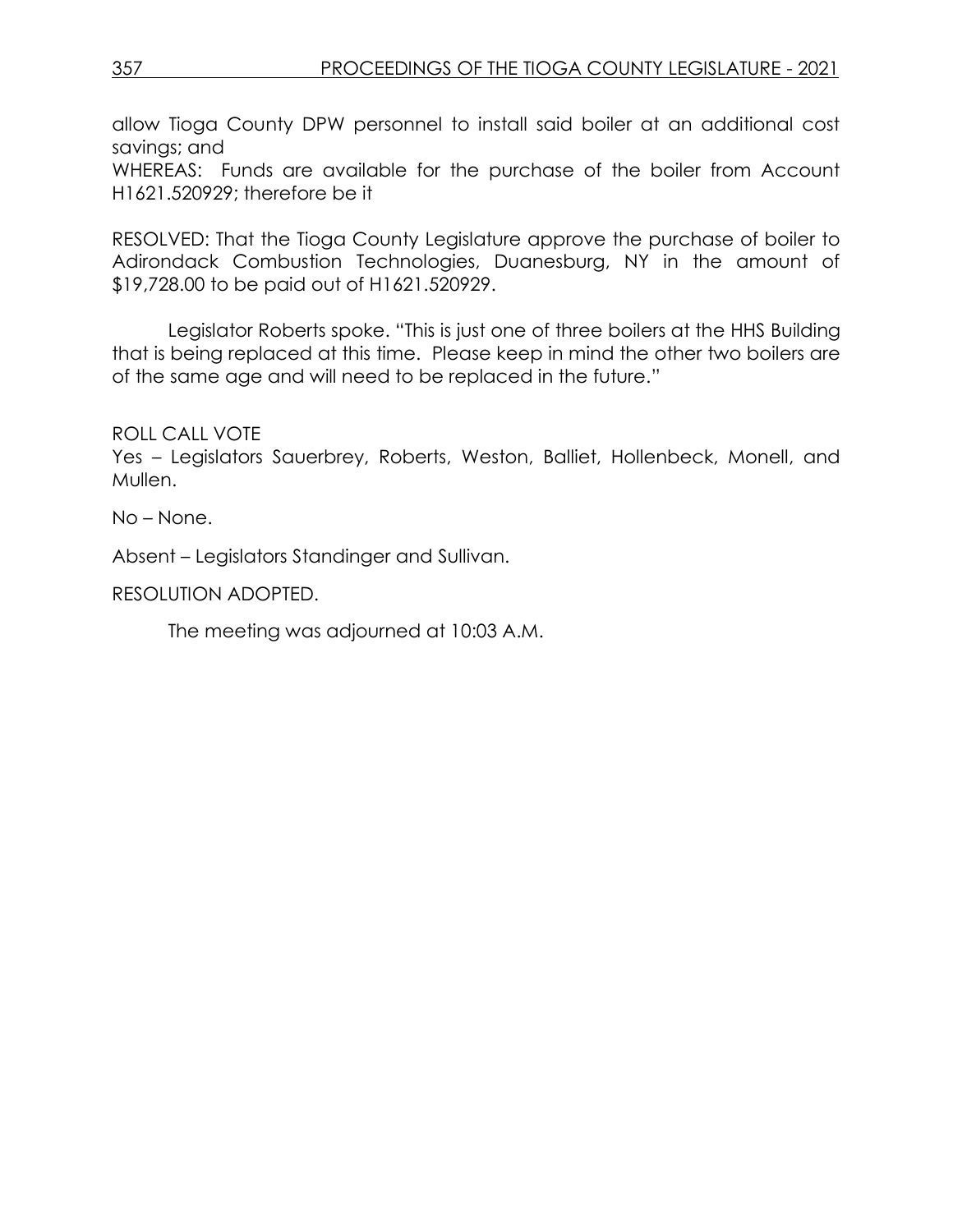allow Tioga County DPW personnel to install said boiler at an additional cost savings; and

WHEREAS: Funds are available for the purchase of the boiler from Account H1621.520929; therefore be it

RESOLVED: That the Tioga County Legislature approve the purchase of boiler to Adirondack Combustion Technologies, Duanesburg, NY in the amount of $19,728.00 to be paid out of H1621.520929.

Legislator Roberts spoke. "This is just one of three boilers at the HHS Building that is being replaced at this time. Please keep in mind the other two boilers are of the same age and will need to be replaced in the future."

ROLL CALL VOTE

Yes – Legislators Sauerbrey, Roberts, Weston, Balliet, Hollenbeck, Monell, and Mullen.

No – None.

Absent – Legislators Standinger and Sullivan.

RESOLUTION ADOPTED.

The meeting was adjourned at 10:03 A.M.